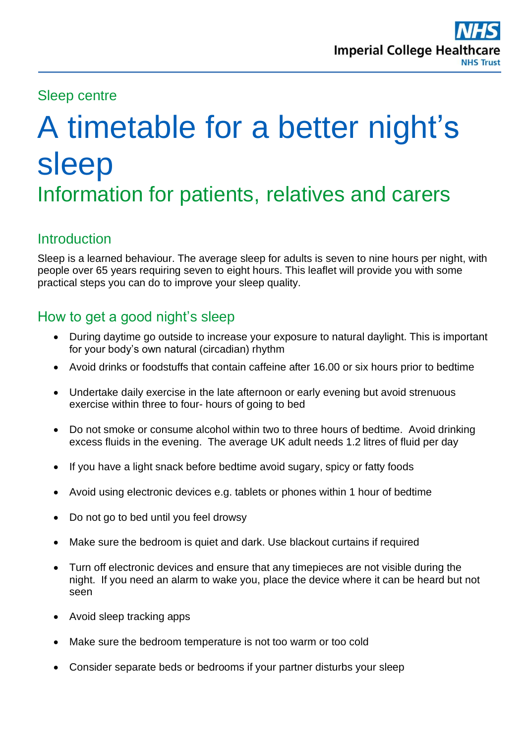Sleep centre

# A timetable for a better night's sleep

## Information for patients, relatives and carers

### Introduction

Sleep is a learned behaviour. The average sleep for adults is seven to nine hours per night, with people over 65 years requiring seven to eight hours. This leaflet will provide you with some practical steps you can do to improve your sleep quality.

### How to get a good night's sleep

- During daytime go outside to increase your exposure to natural daylight. This is important for your body's own natural (circadian) rhythm
- Avoid drinks or foodstuffs that contain caffeine after 16.00 or six hours prior to bedtime
- Undertake daily exercise in the late afternoon or early evening but avoid strenuous exercise within three to four- hours of going to bed
- Do not smoke or consume alcohol within two to three hours of bedtime. Avoid drinking excess fluids in the evening. The average UK adult needs 1.2 litres of fluid per day
- If you have a light snack before bedtime avoid sugary, spicy or fatty foods
- Avoid using electronic devices e.g. tablets or phones within 1 hour of bedtime
- Do not go to bed until you feel drowsy
- Make sure the bedroom is quiet and dark. Use blackout curtains if required
- Turn off electronic devices and ensure that any timepieces are not visible during the night. If you need an alarm to wake you, place the device where it can be heard but not seen
- Avoid sleep tracking apps
- Make sure the bedroom temperature is not too warm or too cold
- Consider separate beds or bedrooms if your partner disturbs your sleep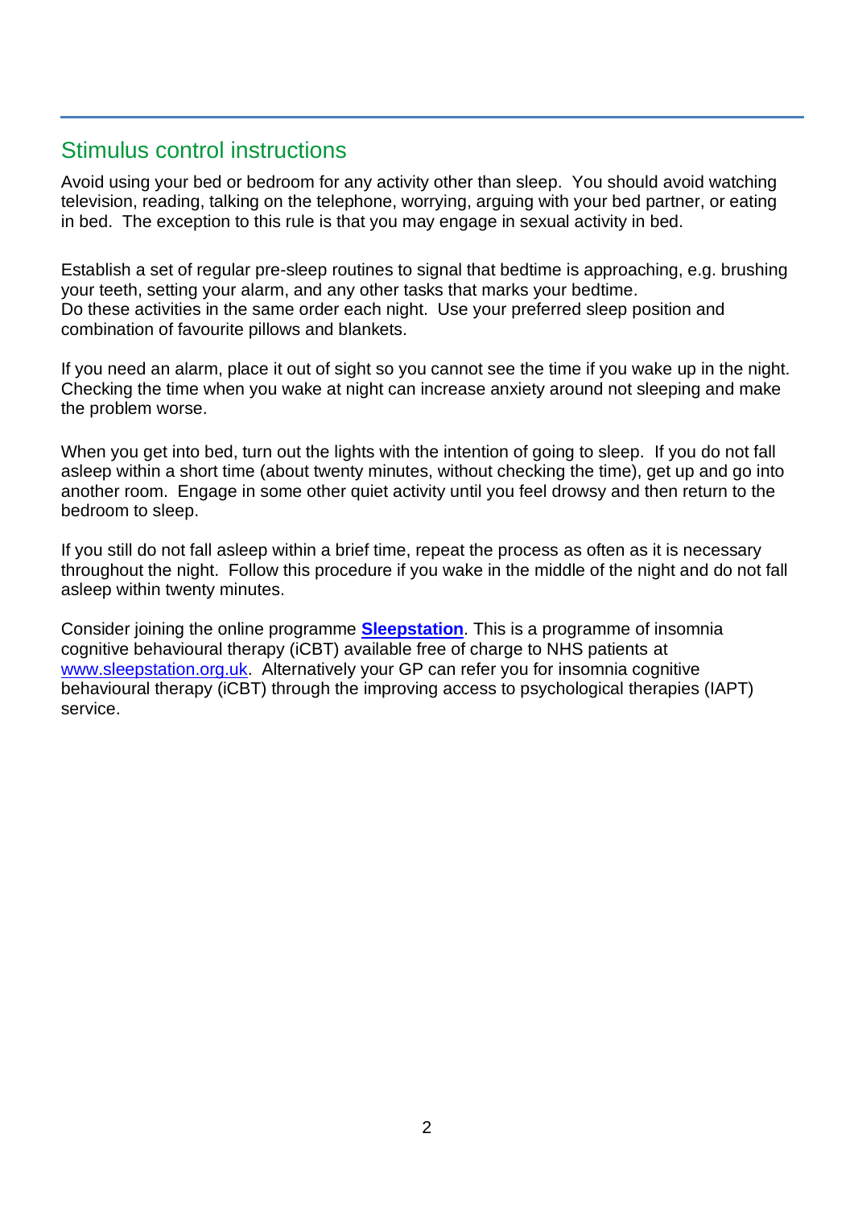## Stimulus control instructions

Avoid using your bed or bedroom for any activity other than sleep. You should avoid watching television, reading, talking on the telephone, worrying, arguing with your bed partner, or eating in bed. The exception to this rule is that you may engage in sexual activity in bed.

Establish a set of regular pre-sleep routines to signal that bedtime is approaching, e.g. brushing your teeth, setting your alarm, and any other tasks that marks your bedtime.
Do these activities in the same order each night. Use your preferred sleep position and combination of favourite pillows and blankets.

If you need an alarm, place it out of sight so you cannot see the time if you wake up in the night. Checking the time when you wake at night can increase anxiety around not sleeping and make the problem worse.

When you get into bed, turn out the lights with the intention of going to sleep. If you do not fall asleep within a short time (about twenty minutes, without checking the time), get up and go into another room. Engage in some other quiet activity until you feel drowsy and then return to the bedroom to sleep.

If you still do not fall asleep within a brief time, repeat the process as often as it is necessary throughout the night. Follow this procedure if you wake in the middle of the night and do not fall asleep within twenty minutes.

Consider joining the online programme **Sleepstation**. This is a programme of insomnia cognitive behavioural therapy (iCBT) available free of charge to NHS patients at www.sleepstation.org.uk. Alternatively your GP can refer you for insomnia cognitive behavioural therapy (iCBT) through the improving access to psychological therapies (IAPT) service.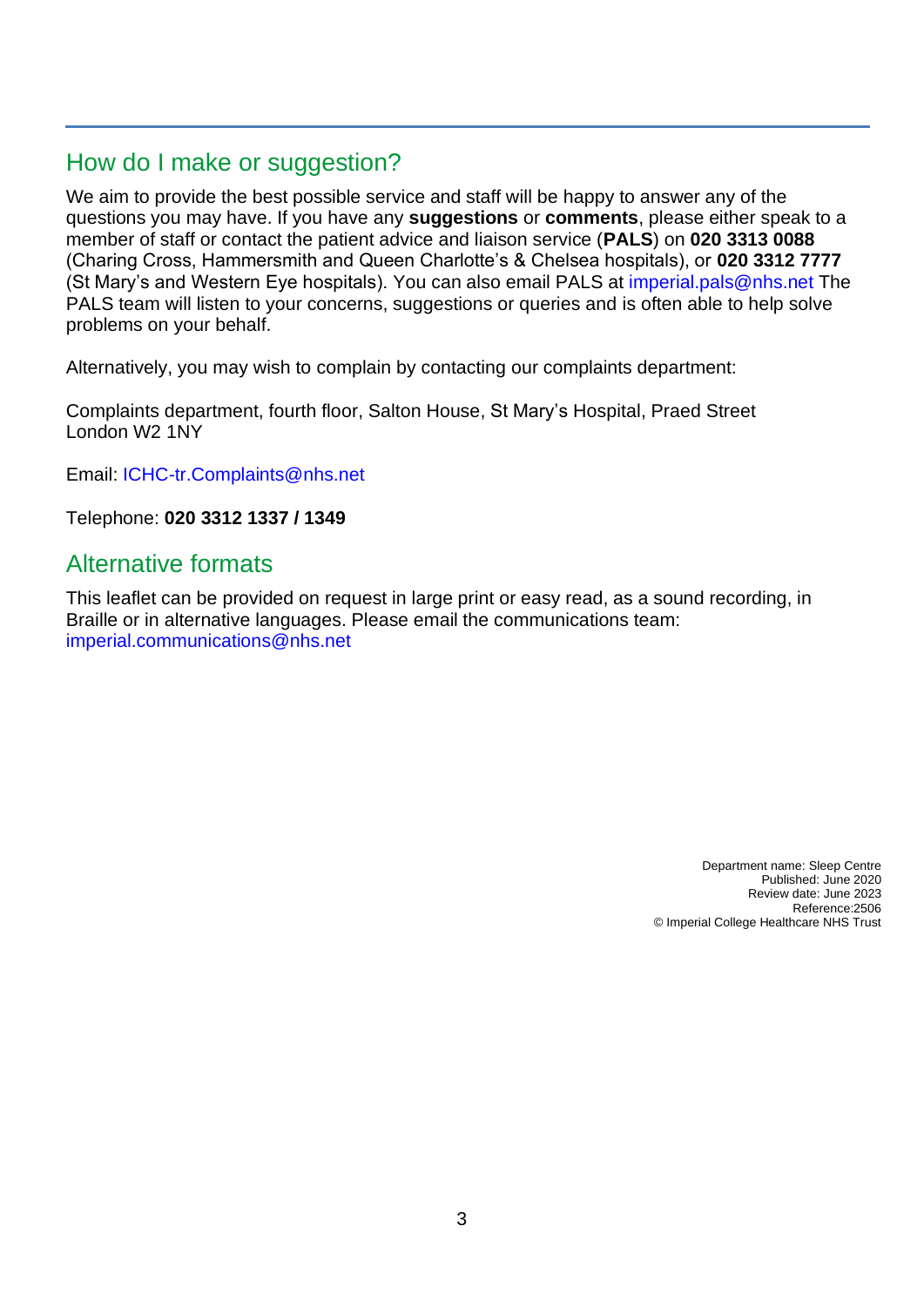## How do I make or suggestion?

We aim to provide the best possible service and staff will be happy to answer any of the questions you may have. If you have any **suggestions** or **comments**, please either speak to a member of staff or contact the patient advice and liaison service (**PALS**) on **020 3313 0088** (Charing Cross, Hammersmith and Queen Charlotte's & Chelsea hospitals), or **020 3312 7777** (St Mary's and Western Eye hospitals). You can also email PALS at imperial.pals@nhs.net The PALS team will listen to your concerns, suggestions or queries and is often able to help solve problems on your behalf.

Alternatively, you may wish to complain by contacting our complaints department:

Complaints department, fourth floor, Salton House, St Mary's Hospital, Praed Street
London W2 1NY

Email: ICHC-tr.Complaints@nhs.net

Telephone: **020 3312 1337 / 1349**

## Alternative formats

This leaflet can be provided on request in large print or easy read, as a sound recording, in Braille or in alternative languages. Please email the communications team: imperial.communications@nhs.net

Department name: Sleep Centre
Published: June 2020
Review date: June 2023
Reference:2506
© Imperial College Healthcare NHS Trust